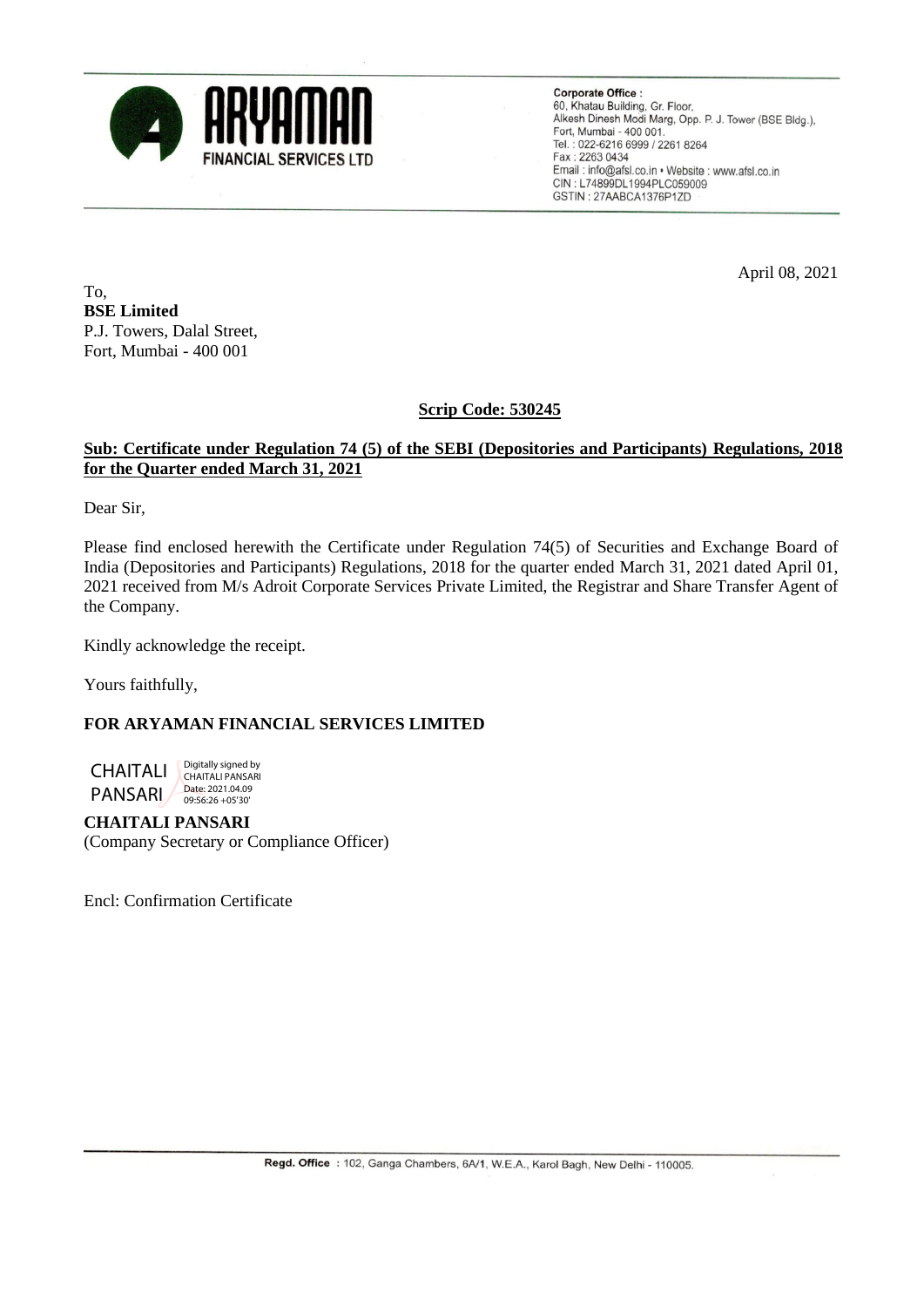**ARYAMAN FINANCIAL SERVICES LTD**

**Corporate Office :**
60, Khatau Building, Gr. Floor,
Alkesh Dinesh Modi Marg, Opp. P. J. Tower (BSE Bldg.),
Fort, Mumbai - 400 001.
Tel. : 022-6216 6999 / 2261 8264
Fax : 2263 0434
Email : info@afsl.co.in • Website : www.afsl.co.in
CIN : L74899DL1994PLC059009
GSTIN : 27AABCA1376P1ZD

April 08, 2021

To,
**BSE Limited**
P.J. Towers, Dalal Street,
Fort, Mumbai - 400 001

**Scrip Code: 530245**

**Sub: Certificate under Regulation 74 (5) of the SEBI (Depositories and Participants) Regulations, 2018 for the Quarter ended March 31, 2021**

Dear Sir,

Please find enclosed herewith the Certificate under Regulation 74(5) of Securities and Exchange Board of India (Depositories and Participants) Regulations, 2018 for the quarter ended March 31, 2021 dated April 01, 2021 received from M/s Adroit Corporate Services Private Limited, the Registrar and Share Transfer Agent of the Company.

Kindly acknowledge the receipt.

Yours faithfully,

**FOR ARYAMAN FINANCIAL SERVICES LIMITED**

CHAITALI PANSARI
Digitally signed by CHAITALI PANSARI
Date: 2021.04.09 09:56:26 +05'30'

**CHAITALI PANSARI**
(Company Secretary or Compliance Officer)

Encl: Confirmation Certificate

**Regd. Office** : 102, Ganga Chambers, 6A/1, W.E.A., Karol Bagh, New Delhi - 110005.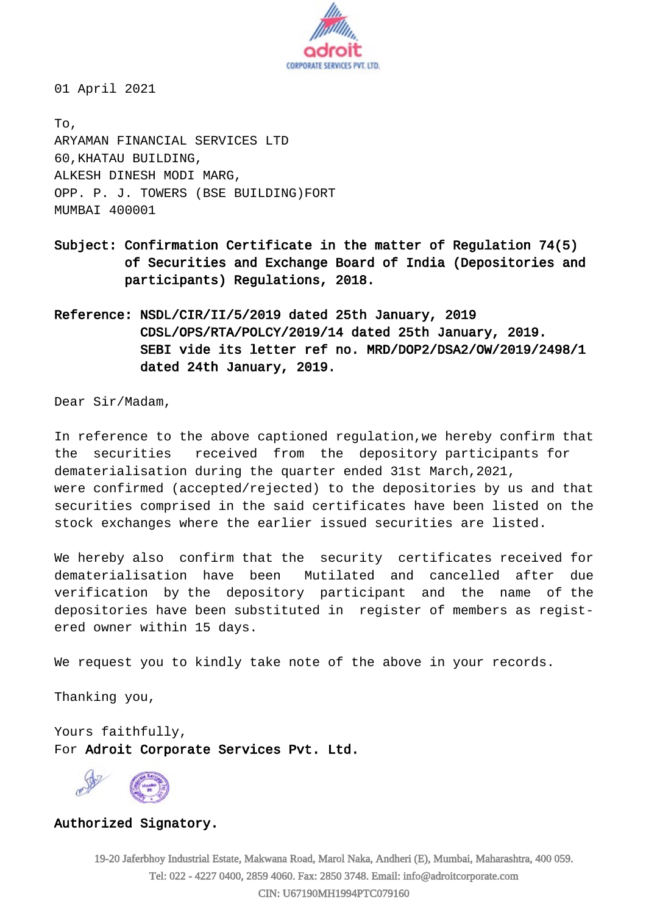adroit
CORPORATE SERVICES PVT. LTD.

01 April 2021

To,
ARYAMAN FINANCIAL SERVICES LTD
60,KHATAU BUILDING,
ALKESH DINESH MODI MARG,
OPP. P. J. TOWERS (BSE BUILDING)FORT
MUMBAI 400001

**Subject: Confirmation Certificate in the matter of Regulation 74(5) of Securities and Exchange Board of India (Depositories and participants) Regulations, 2018.**

**Reference: NSDL/CIR/II/5/2019 dated 25th January, 2019**
**CDSL/OPS/RTA/POLCY/2019/14 dated 25th January, 2019.**
**SEBI vide its letter ref no. MRD/DOP2/DSA2/OW/2019/2498/1 dated 24th January, 2019.**

Dear Sir/Madam,

In reference to the above captioned regulation,we hereby confirm that the securities received from the depository participants for dematerialisation during the quarter ended 31st March,2021, were confirmed (accepted/rejected) to the depositories by us and that securities comprised in the said certificates have been listed on the stock exchanges where the earlier issued securities are listed.

We hereby also confirm that the security certificates received for dematerialisation have been Mutilated and cancelled after due verification by the depository participant and the name of the depositories have been substituted in register of members as registered owner within 15 days.

We request you to kindly take note of the above in your records.

Thanking you,

Yours faithfully,
For **Adroit Corporate Services Pvt. Ltd.**

**Authorized Signatory.**

19-20 Jaferbhoy Industrial Estate, Makwana Road, Marol Naka, Andheri (E), Mumbai, Maharashtra, 400 059.
Tel: 022 - 4227 0400, 2859 4060. Fax: 2850 3748. Email: info@adroitcorporate.com
CIN: U67190MH1994PTC079160